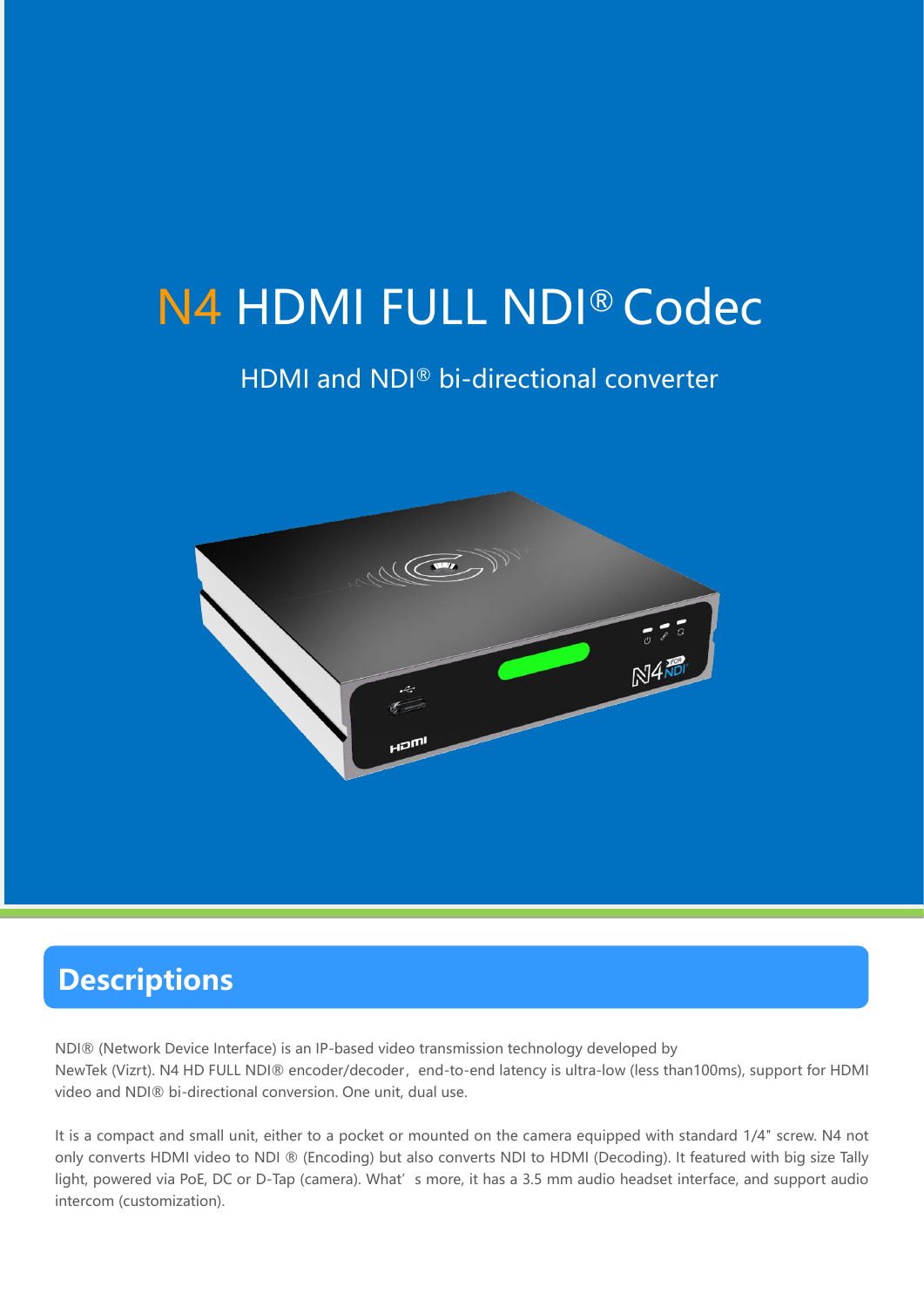# N4 HDMI FULL NDI® Codec

HDMI and NDI® bi-directional converter

## Descriptions

NDI® (Network Device Interface) is an IP-based video transmission technology developed by NewTek (Vizrt). N4 HD FULL NDI® encoder/decoder, end-to-end latency is ultra-low (less than100ms), support for HDMI video and NDI® bi-directional conversion. One unit, dual use.

It is a compact and small unit, either to a pocket or mounted on the camera equipped with standard 1/4" screw. N4 not only converts HDMI video to NDI ® (Encoding) but also converts NDI to HDMI (Decoding). It featured with big size Tally light, powered via PoE, DC or D-Tap (camera). What's more, it has a 3.5 mm audio headset interface, and support audio intercom (customization).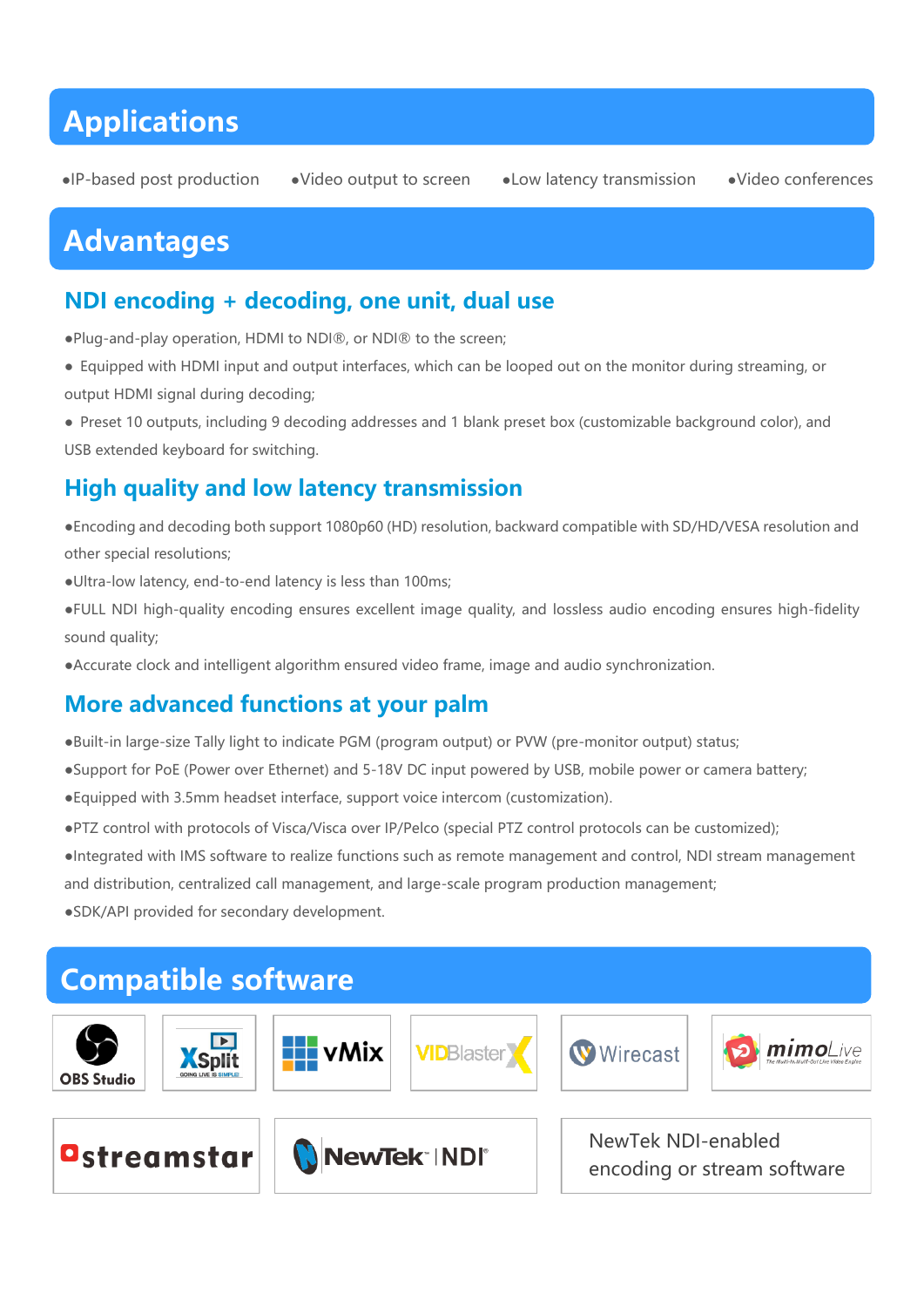# Applications

- IP-based post production
- Video output to screen
- Low latency transmission
- Video conferences

# Advantages

## NDI encoding + decoding, one unit, dual use

- Plug-and-play operation, HDMI to NDI®, or NDI® to the screen;
- Equipped with HDMI input and output interfaces, which can be looped out on the monitor during streaming, or output HDMI signal during decoding;
- Preset 10 outputs, including 9 decoding addresses and 1 blank preset box (customizable background color), and USB extended keyboard for switching.

## High quality and low latency transmission

- Encoding and decoding both support 1080p60 (HD) resolution, backward compatible with SD/HD/VESA resolution and other special resolutions;
- Ultra-low latency, end-to-end latency is less than 100ms;
- FULL NDI high-quality encoding ensures excellent image quality, and lossless audio encoding ensures high-fidelity sound quality;
- Accurate clock and intelligent algorithm ensured video frame, image and audio synchronization.

## More advanced functions at your palm

- Built-in large-size Tally light to indicate PGM (program output) or PVW (pre-monitor output) status;
- Support for PoE (Power over Ethernet) and 5-18V DC input powered by USB, mobile power or camera battery;
- Equipped with 3.5mm headset interface, support voice intercom (customization).
- PTZ control with protocols of Visca/Visca over IP/Pelco (special PTZ control protocols can be customized);
- Integrated with IMS software to realize functions such as remote management and control, NDI stream management and distribution, centralized call management, and large-scale program production management;
- SDK/API provided for secondary development.

# Compatible software

OBS Studio | XSplit | vMix | VIDBlasterX | Wirecast | mimoLive | streamstar | NewTek NDI

NewTek NDI-enabled encoding or stream software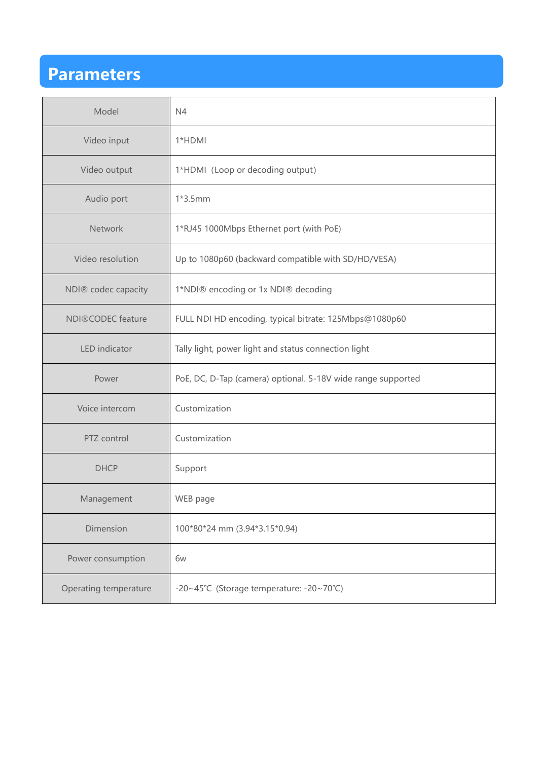# Parameters

| | |
|---|---|
| Model | N4 |
| Video input | 1*HDMI |
| Video output | 1*HDMI（Loop or decoding output） |
| Audio port | 1*3.5mm |
| Network | 1*RJ45 1000Mbps Ethernet port (with PoE) |
| Video resolution | Up to 1080p60 (backward compatible with SD/HD/VESA) |
| NDI® codec capacity | 1*NDI® encoding or 1x NDI® decoding |
| NDI®CODEC feature | FULL NDI HD encoding, typical bitrate: 125Mbps@1080p60 |
| LED indicator | Tally light, power light and status connection light |
| Power | PoE, DC, D-Tap (camera) optional. 5-18V wide range supported |
| Voice intercom | Customization |
| PTZ control | Customization |
| DHCP | Support |
| Management | WEB page |
| Dimension | 100*80*24 mm (3.94*3.15*0.94) |
| Power consumption | 6w |
| Operating temperature | -20~45℃（Storage temperature: -20~70℃) |